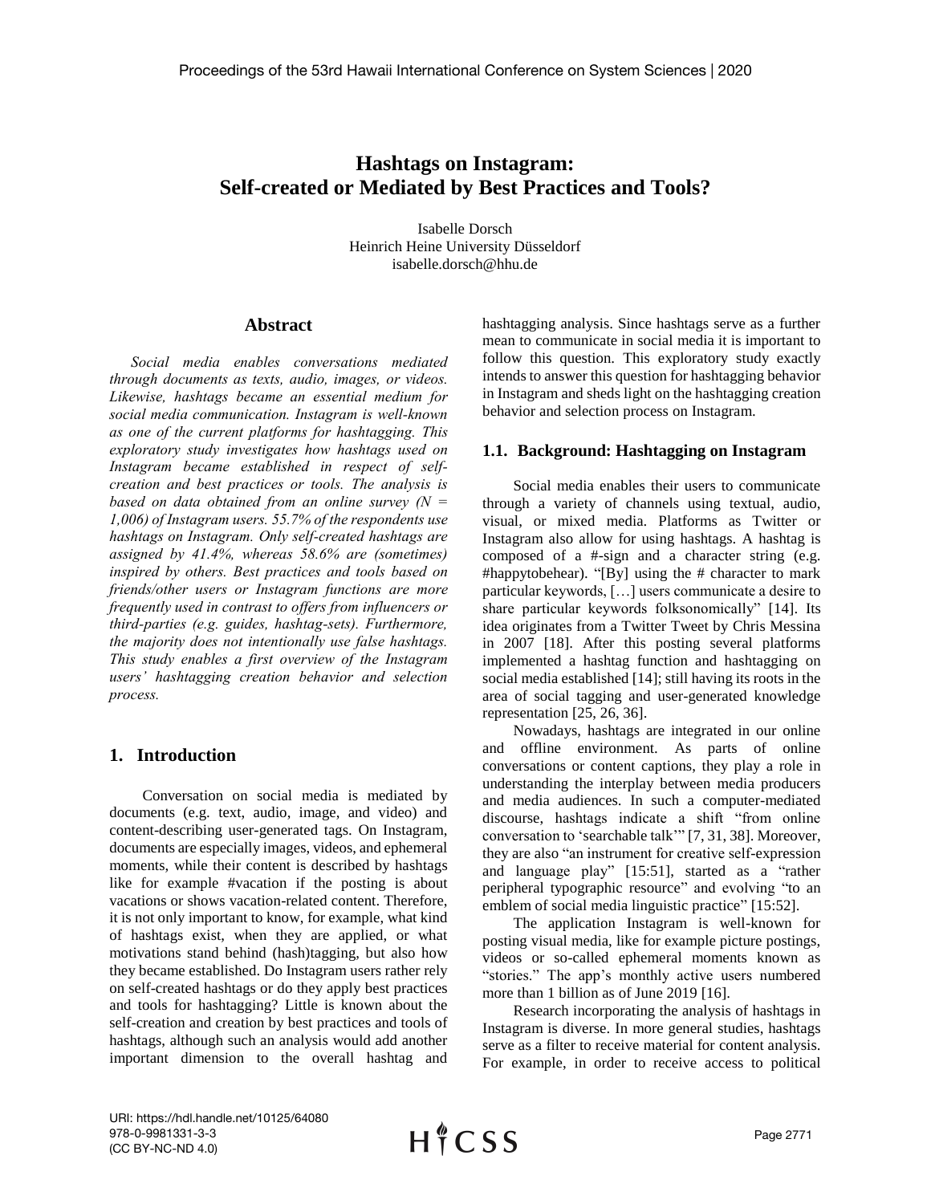# Hashtags on Instagram: Self-created or Mediated by Best Practices and Tools?

Isabelle Dorsch
Heinrich Heine University Düsseldorf
isabelle.dorsch@hhu.de

## Abstract

*Social media enables conversations mediated through documents as texts, audio, images, or videos. Likewise, hashtags became an essential medium for social media communication. Instagram is well-known as one of the current platforms for hashtagging. This exploratory study investigates how hashtags used on Instagram became established in respect of self-creation and best practices or tools. The analysis is based on data obtained from an online survey (N = 1,006) of Instagram users. 55.7% of the respondents use hashtags on Instagram. Only self-created hashtags are assigned by 41.4%, whereas 58.6% are (sometimes) inspired by others. Best practices and tools based on friends/other users or Instagram functions are more frequently used in contrast to offers from influencers or third-parties (e.g. guides, hashtag-sets). Furthermore, the majority does not intentionally use false hashtags. This study enables a first overview of the Instagram users' hashtagging creation behavior and selection process.*

## 1. Introduction

Conversation on social media is mediated by documents (e.g. text, audio, image, and video) and content-describing user-generated tags. On Instagram, documents are especially images, videos, and ephemeral moments, while their content is described by hashtags like for example #vacation if the posting is about vacations or shows vacation-related content. Therefore, it is not only important to know, for example, what kind of hashtags exist, when they are applied, or what motivations stand behind (hash)tagging, but also how they became established. Do Instagram users rather rely on self-created hashtags or do they apply best practices and tools for hashtagging? Little is known about the self-creation and creation by best practices and tools of hashtags, although such an analysis would add another important dimension to the overall hashtag and hashtagging analysis. Since hashtags serve as a further mean to communicate in social media it is important to follow this question. This exploratory study exactly intends to answer this question for hashtagging behavior in Instagram and sheds light on the hashtagging creation behavior and selection process on Instagram.

### 1.1. Background: Hashtagging on Instagram

Social media enables their users to communicate through a variety of channels using textual, audio, visual, or mixed media. Platforms as Twitter or Instagram also allow for using hashtags. A hashtag is composed of a #-sign and a character string (e.g. #happytobehear). "[By] using the # character to mark particular keywords, […] users communicate a desire to share particular keywords folksonomically" [14]. Its idea originates from a Twitter Tweet by Chris Messina in 2007 [18]. After this posting several platforms implemented a hashtag function and hashtagging on social media established [14]; still having its roots in the area of social tagging and user-generated knowledge representation [25, 26, 36].

Nowadays, hashtags are integrated in our online and offline environment. As parts of online conversations or content captions, they play a role in understanding the interplay between media producers and media audiences. In such a computer-mediated discourse, hashtags indicate a shift "from online conversation to 'searchable talk'" [7, 31, 38]. Moreover, they are also "an instrument for creative self-expression and language play" [15:51], started as a "rather peripheral typographic resource" and evolving "to an emblem of social media linguistic practice" [15:52].

The application Instagram is well-known for posting visual media, like for example picture postings, videos or so-called ephemeral moments known as "stories." The app's monthly active users numbered more than 1 billion as of June 2019 [16].

Research incorporating the analysis of hashtags in Instagram is diverse. In more general studies, hashtags serve as a filter to receive material for content analysis. For example, in order to receive access to political

URI: https://hdl.handle.net/10125/64080
978-0-9981331-3-3
(CC BY-NC-ND 4.0)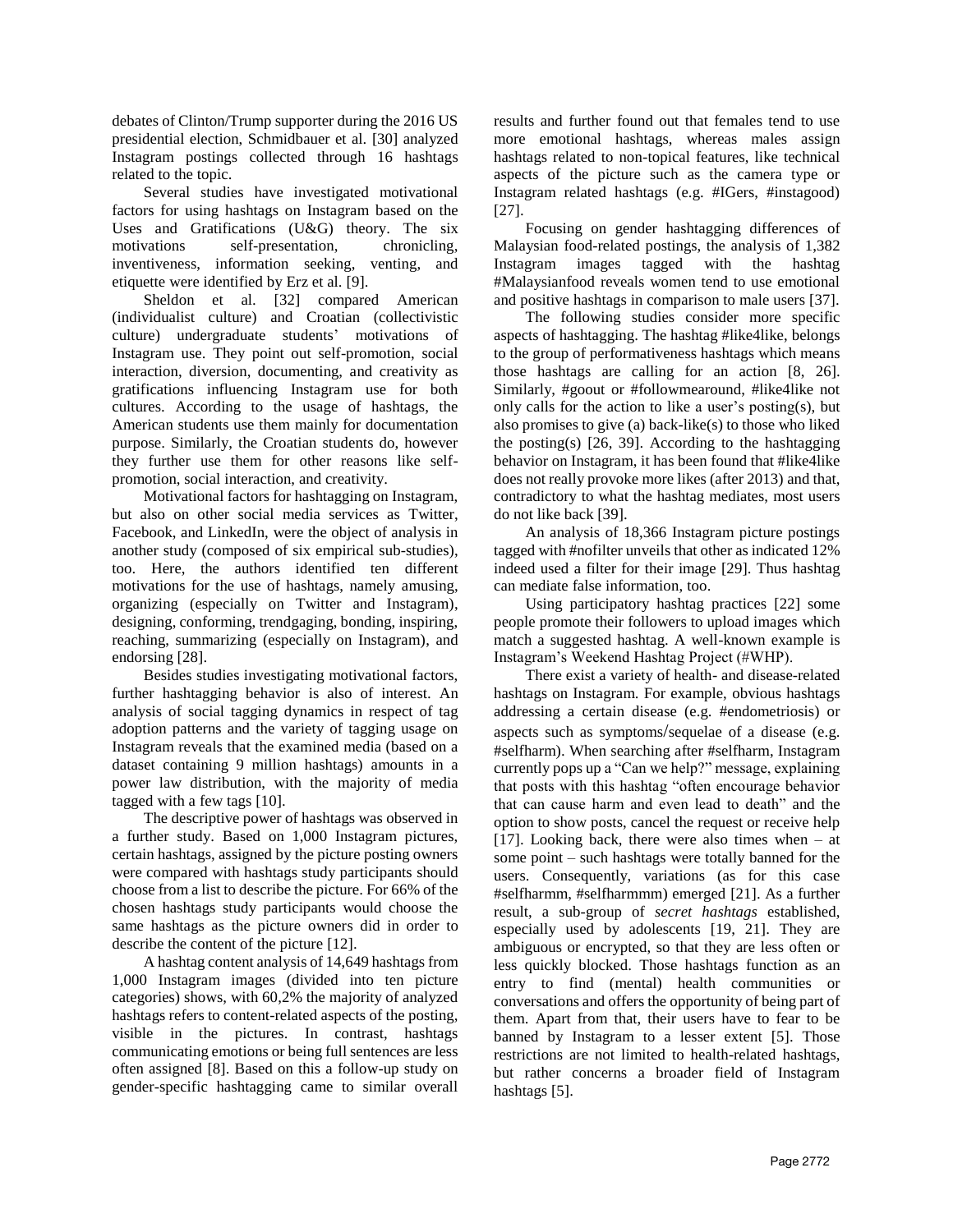debates of Clinton/Trump supporter during the 2016 US presidential election, Schmidbauer et al. [30] analyzed Instagram postings collected through 16 hashtags related to the topic.

Several studies have investigated motivational factors for using hashtags on Instagram based on the Uses and Gratifications (U&G) theory. The six motivations self-presentation, chronicling, inventiveness, information seeking, venting, and etiquette were identified by Erz et al. [9].

Sheldon et al. [32] compared American (individualist culture) and Croatian (collectivistic culture) undergraduate students' motivations of Instagram use. They point out self-promotion, social interaction, diversion, documenting, and creativity as gratifications influencing Instagram use for both cultures. According to the usage of hashtags, the American students use them mainly for documentation purpose. Similarly, the Croatian students do, however they further use them for other reasons like self-promotion, social interaction, and creativity.

Motivational factors for hashtagging on Instagram, but also on other social media services as Twitter, Facebook, and LinkedIn, were the object of analysis in another study (composed of six empirical sub-studies), too. Here, the authors identified ten different motivations for the use of hashtags, namely amusing, organizing (especially on Twitter and Instagram), designing, conforming, trendgaging, bonding, inspiring, reaching, summarizing (especially on Instagram), and endorsing [28].

Besides studies investigating motivational factors, further hashtagging behavior is also of interest. An analysis of social tagging dynamics in respect of tag adoption patterns and the variety of tagging usage on Instagram reveals that the examined media (based on a dataset containing 9 million hashtags) amounts in a power law distribution, with the majority of media tagged with a few tags [10].

The descriptive power of hashtags was observed in a further study. Based on 1,000 Instagram pictures, certain hashtags, assigned by the picture posting owners were compared with hashtags study participants should choose from a list to describe the picture. For 66% of the chosen hashtags study participants would choose the same hashtags as the picture owners did in order to describe the content of the picture [12].

A hashtag content analysis of 14,649 hashtags from 1,000 Instagram images (divided into ten picture categories) shows, with 60,2% the majority of analyzed hashtags refers to content-related aspects of the posting, visible in the pictures. In contrast, hashtags communicating emotions or being full sentences are less often assigned [8]. Based on this a follow-up study on gender-specific hashtagging came to similar overall results and further found out that females tend to use more emotional hashtags, whereas males assign hashtags related to non-topical features, like technical aspects of the picture such as the camera type or Instagram related hashtags (e.g. #IGers, #instagood) [27].

Focusing on gender hashtagging differences of Malaysian food-related postings, the analysis of 1,382 Instagram images tagged with the hashtag #Malaysianfood reveals women tend to use emotional and positive hashtags in comparison to male users [37].

The following studies consider more specific aspects of hashtagging. The hashtag #like4like, belongs to the group of performativeness hashtags which means those hashtags are calling for an action [8, 26]. Similarly, #goout or #followmearound, #like4like not only calls for the action to like a user's posting(s), but also promises to give (a) back-like(s) to those who liked the posting(s) [26, 39]. According to the hashtagging behavior on Instagram, it has been found that #like4like does not really provoke more likes (after 2013) and that, contradictory to what the hashtag mediates, most users do not like back [39].

An analysis of 18,366 Instagram picture postings tagged with #nofilter unveils that other as indicated 12% indeed used a filter for their image [29]. Thus hashtag can mediate false information, too.

Using participatory hashtag practices [22] some people promote their followers to upload images which match a suggested hashtag. A well-known example is Instagram's Weekend Hashtag Project (#WHP).

There exist a variety of health- and disease-related hashtags on Instagram. For example, obvious hashtags addressing a certain disease (e.g. #endometriosis) or aspects such as symptoms/sequelae of a disease (e.g. #selfharm). When searching after #selfharm, Instagram currently pops up a "Can we help?" message, explaining that posts with this hashtag "often encourage behavior that can cause harm and even lead to death" and the option to show posts, cancel the request or receive help [17]. Looking back, there were also times when – at some point – such hashtags were totally banned for the users. Consequently, variations (as for this case #selfharmm, #selfharmmm) emerged [21]. As a further result, a sub-group of *secret hashtags* established, especially used by adolescents [19, 21]. They are ambiguous or encrypted, so that they are less often or less quickly blocked. Those hashtags function as an entry to find (mental) health communities or conversations and offers the opportunity of being part of them. Apart from that, their users have to fear to be banned by Instagram to a lesser extent [5]. Those restrictions are not limited to health-related hashtags, but rather concerns a broader field of Instagram hashtags [5].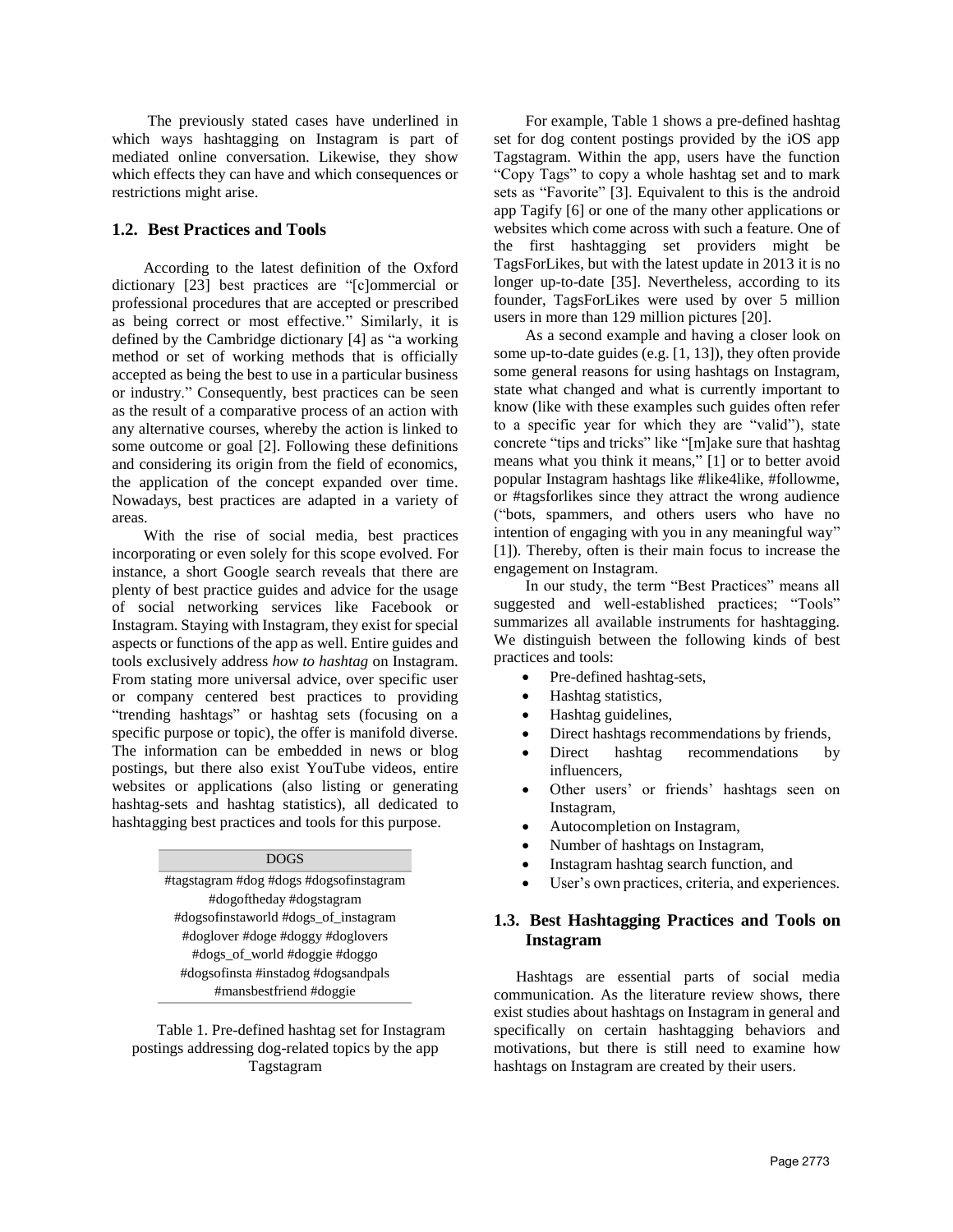The previously stated cases have underlined in which ways hashtagging on Instagram is part of mediated online conversation. Likewise, they show which effects they can have and which consequences or restrictions might arise.

### 1.2. Best Practices and Tools

According to the latest definition of the Oxford dictionary [23] best practices are "[c]ommercial or professional procedures that are accepted or prescribed as being correct or most effective." Similarly, it is defined by the Cambridge dictionary [4] as "a working method or set of working methods that is officially accepted as being the best to use in a particular business or industry." Consequently, best practices can be seen as the result of a comparative process of an action with any alternative courses, whereby the action is linked to some outcome or goal [2]. Following these definitions and considering its origin from the field of economics, the application of the concept expanded over time. Nowadays, best practices are adapted in a variety of areas.

With the rise of social media, best practices incorporating or even solely for this scope evolved. For instance, a short Google search reveals that there are plenty of best practice guides and advice for the usage of social networking services like Facebook or Instagram. Staying with Instagram, they exist for special aspects or functions of the app as well. Entire guides and tools exclusively address *how to hashtag* on Instagram. From stating more universal advice, over specific user or company centered best practices to providing "trending hashtags" or hashtag sets (focusing on a specific purpose or topic), the offer is manifold diverse. The information can be embedded in news or blog postings, but there also exist YouTube videos, entire websites or applications (also listing or generating hashtag-sets and hashtag statistics), all dedicated to hashtagging best practices and tools for this purpose.

| DOGS |
|---|
| #tagstagram #dog #dogs #dogsofinstagram #dogoftheday #dogstagram #dogsofinstaworld #dogs_of_instagram #doglover #doge #doggy #doglovers #dogs_of_world #doggie #doggo #dogsofinsta #instadog #dogsandpals #mansbestfriend #doggie |

Table 1. Pre-defined hashtag set for Instagram postings addressing dog-related topics by the app Tagstagram

For example, Table 1 shows a pre-defined hashtag set for dog content postings provided by the iOS app Tagstagram. Within the app, users have the function "Copy Tags" to copy a whole hashtag set and to mark sets as "Favorite" [3]. Equivalent to this is the android app Tagify [6] or one of the many other applications or websites which come across with such a feature. One of the first hashtagging set providers might be TagsForLikes, but with the latest update in 2013 it is no longer up-to-date [35]. Nevertheless, according to its founder, TagsForLikes were used by over 5 million users in more than 129 million pictures [20].

As a second example and having a closer look on some up-to-date guides (e.g. [1, 13]), they often provide some general reasons for using hashtags on Instagram, state what changed and what is currently important to know (like with these examples such guides often refer to a specific year for which they are "valid"), state concrete "tips and tricks" like "[m]ake sure that hashtag means what you think it means," [1] or to better avoid popular Instagram hashtags like #like4like, #followme, or #tagsforlikes since they attract the wrong audience ("bots, spammers, and others users who have no intention of engaging with you in any meaningful way" [1]). Thereby, often is their main focus to increase the engagement on Instagram.

In our study, the term "Best Practices" means all suggested and well-established practices; "Tools" summarizes all available instruments for hashtagging. We distinguish between the following kinds of best practices and tools:

- Pre-defined hashtag-sets,
- Hashtag statistics,
- Hashtag guidelines,
- Direct hashtags recommendations by friends,
- Direct hashtag recommendations by influencers,
- Other users' or friends' hashtags seen on Instagram,
- Autocompletion on Instagram,
- Number of hashtags on Instagram,
- Instagram hashtag search function, and
- User's own practices, criteria, and experiences.

### 1.3. Best Hashtagging Practices and Tools on Instagram

Hashtags are essential parts of social media communication. As the literature review shows, there exist studies about hashtags on Instagram in general and specifically on certain hashtagging behaviors and motivations, but there is still need to examine how hashtags on Instagram are created by their users.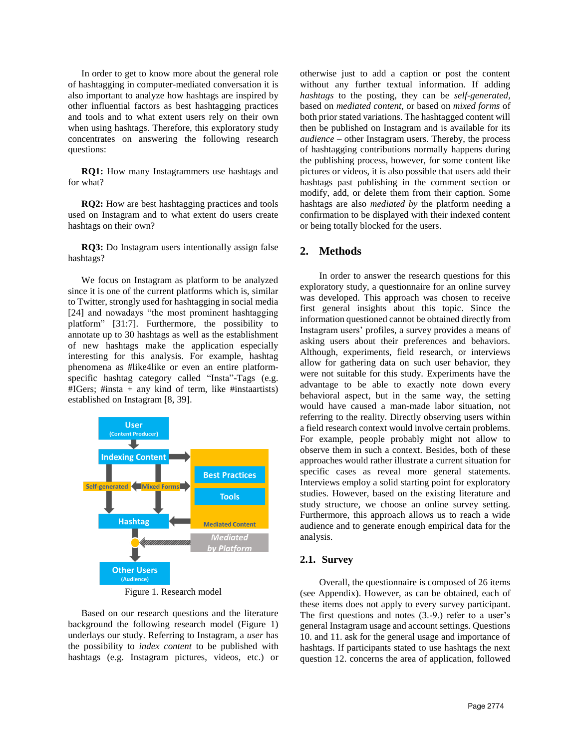In order to get to know more about the general role of hashtagging in computer-mediated conversation it is also important to analyze how hashtags are inspired by other influential factors as best hashtagging practices and tools and to what extent users rely on their own when using hashtags. Therefore, this exploratory study concentrates on answering the following research questions:

**RQ1:** How many Instagrammers use hashtags and for what?

**RQ2:** How are best hashtagging practices and tools used on Instagram and to what extent do users create hashtags on their own?

**RQ3:** Do Instagram users intentionally assign false hashtags?

We focus on Instagram as platform to be analyzed since it is one of the current platforms which is, similar to Twitter, strongly used for hashtagging in social media [24] and nowadays "the most prominent hashtagging platform" [31:7]. Furthermore, the possibility to annotate up to 30 hashtags as well as the establishment of new hashtags make the application especially interesting for this analysis. For example, hashtag phenomena as #like4like or even an entire platform-specific hashtag category called "Insta"-Tags (e.g. #IGers; #insta + any kind of term, like #instaartists) established on Instagram [8, 39].

Figure 1. Research model

Based on our research questions and the literature background the following research model (Figure 1) underlays our study. Referring to Instagram, a *user* has the possibility to *index content* to be published with hashtags (e.g. Instagram pictures, videos, etc.) or otherwise just to add a caption or post the content without any further textual information. If adding *hashtags* to the posting, they can be *self-generated*, based on *mediated content*, or based on *mixed forms* of both prior stated variations. The hashtagged content will then be published on Instagram and is available for its *audience* – other Instagram users. Thereby, the process of hashtagging contributions normally happens during the publishing process, however, for some content like pictures or videos, it is also possible that users add their hashtags past publishing in the comment section or modify, add, or delete them from their caption. Some hashtags are also *mediated by* the platform needing a confirmation to be displayed with their indexed content or being totally blocked for the users.

## 2. Methods

In order to answer the research questions for this exploratory study, a questionnaire for an online survey was developed. This approach was chosen to receive first general insights about this topic. Since the information questioned cannot be obtained directly from Instagram users' profiles, a survey provides a means of asking users about their preferences and behaviors. Although, experiments, field research, or interviews allow for gathering data on such user behavior, they were not suitable for this study. Experiments have the advantage to be able to exactly note down every behavioral aspect, but in the same way, the setting would have caused a man-made labor situation, not referring to the reality. Directly observing users within a field research context would involve certain problems. For example, people probably might not allow to observe them in such a context. Besides, both of these approaches would rather illustrate a current situation for specific cases as reveal more general statements. Interviews employ a solid starting point for exploratory studies. However, based on the existing literature and study structure, we choose an online survey setting. Furthermore, this approach allows us to reach a wide audience and to generate enough empirical data for the analysis.

### 2.1. Survey

Overall, the questionnaire is composed of 26 items (see Appendix). However, as can be obtained, each of these items does not apply to every survey participant. The first questions and notes (3.-9.) refer to a user's general Instagram usage and account settings. Questions 10. and 11. ask for the general usage and importance of hashtags. If participants stated to use hashtags the next question 12. concerns the area of application, followed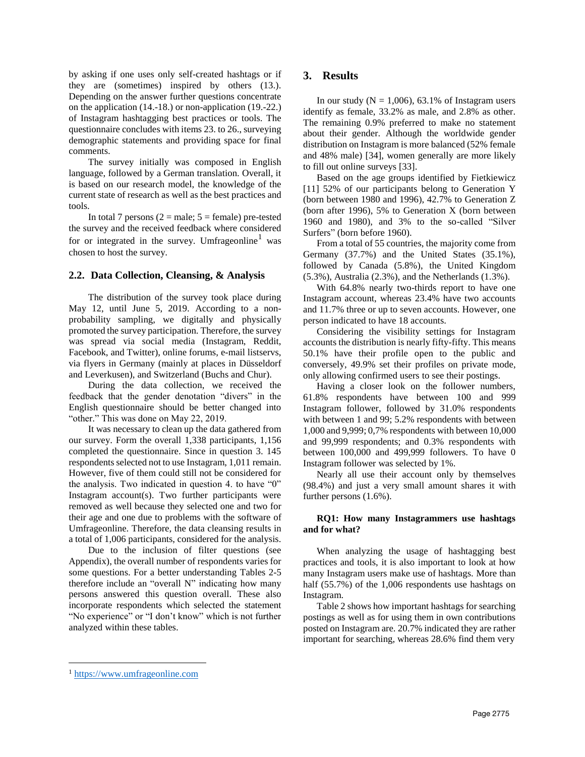by asking if one uses only self-created hashtags or if they are (sometimes) inspired by others (13.). Depending on the answer further questions concentrate on the application (14.-18.) or non-application (19.-22.) of Instagram hashtagging best practices or tools. The questionnaire concludes with items 23. to 26., surveying demographic statements and providing space for final comments.

The survey initially was composed in English language, followed by a German translation. Overall, it is based on our research model, the knowledge of the current state of research as well as the best practices and tools.

In total 7 persons (2 = male; 5 = female) pre-tested the survey and the received feedback where considered for or integrated in the survey. Umfrageonline[1] was chosen to host the survey.

### 2.2. Data Collection, Cleansing, & Analysis

The distribution of the survey took place during May 12, until June 5, 2019. According to a non-probability sampling, we digitally and physically promoted the survey participation. Therefore, the survey was spread via social media (Instagram, Reddit, Facebook, and Twitter), online forums, e-mail listservs, via flyers in Germany (mainly at places in Düsseldorf and Leverkusen), and Switzerland (Buchs and Chur).

During the data collection, we received the feedback that the gender denotation "divers" in the English questionnaire should be better changed into "other." This was done on May 22, 2019.

It was necessary to clean up the data gathered from our survey. Form the overall 1,338 participants, 1,156 completed the questionnaire. Since in question 3. 145 respondents selected not to use Instagram, 1,011 remain. However, five of them could still not be considered for the analysis. Two indicated in question 4. to have "0" Instagram account(s). Two further participants were removed as well because they selected one and two for their age and one due to problems with the software of Umfrageonline. Therefore, the data cleansing results in a total of 1,006 participants, considered for the analysis.

Due to the inclusion of filter questions (see Appendix), the overall number of respondents varies for some questions. For a better understanding Tables 2-5 therefore include an "overall N" indicating how many persons answered this question overall. These also incorporate respondents which selected the statement "No experience" or "I don't know" which is not further analyzed within these tables.

[1] https://www.umfrageonline.com

## 3. Results

In our study (N = 1,006), 63.1% of Instagram users identify as female, 33.2% as male, and 2.8% as other. The remaining 0.9% preferred to make no statement about their gender. Although the worldwide gender distribution on Instagram is more balanced (52% female and 48% male) [34], women generally are more likely to fill out online surveys [33].

Based on the age groups identified by Fietkiewicz [11] 52% of our participants belong to Generation Y (born between 1980 and 1996), 42.7% to Generation Z (born after 1996), 5% to Generation X (born between 1960 and 1980), and 3% to the so-called "Silver Surfers" (born before 1960).

From a total of 55 countries, the majority come from Germany (37.7%) and the United States (35.1%), followed by Canada (5.8%), the United Kingdom (5.3%), Australia (2.3%), and the Netherlands (1.3%).

With 64.8% nearly two-thirds report to have one Instagram account, whereas 23.4% have two accounts and 11.7% three or up to seven accounts. However, one person indicated to have 18 accounts.

Considering the visibility settings for Instagram accounts the distribution is nearly fifty-fifty. This means 50.1% have their profile open to the public and conversely, 49.9% set their profiles on private mode, only allowing confirmed users to see their postings.

Having a closer look on the follower numbers, 61.8% respondents have between 100 and 999 Instagram follower, followed by 31.0% respondents with between 1 and 99; 5.2% respondents with between 1,000 and 9,999; 0,7% respondents with between 10,000 and 99,999 respondents; and 0.3% respondents with between 100,000 and 499,999 followers. To have 0 Instagram follower was selected by 1%.

Nearly all use their account only by themselves (98.4%) and just a very small amount shares it with further persons (1.6%).

**RQ1: How many Instagrammers use hashtags and for what?**

When analyzing the usage of hashtagging best practices and tools, it is also important to look at how many Instagram users make use of hashtags. More than half (55.7%) of the 1,006 respondents use hashtags on Instagram.

Table 2 shows how important hashtags for searching postings as well as for using them in own contributions posted on Instagram are. 20.7% indicated they are rather important for searching, whereas 28.6% find them very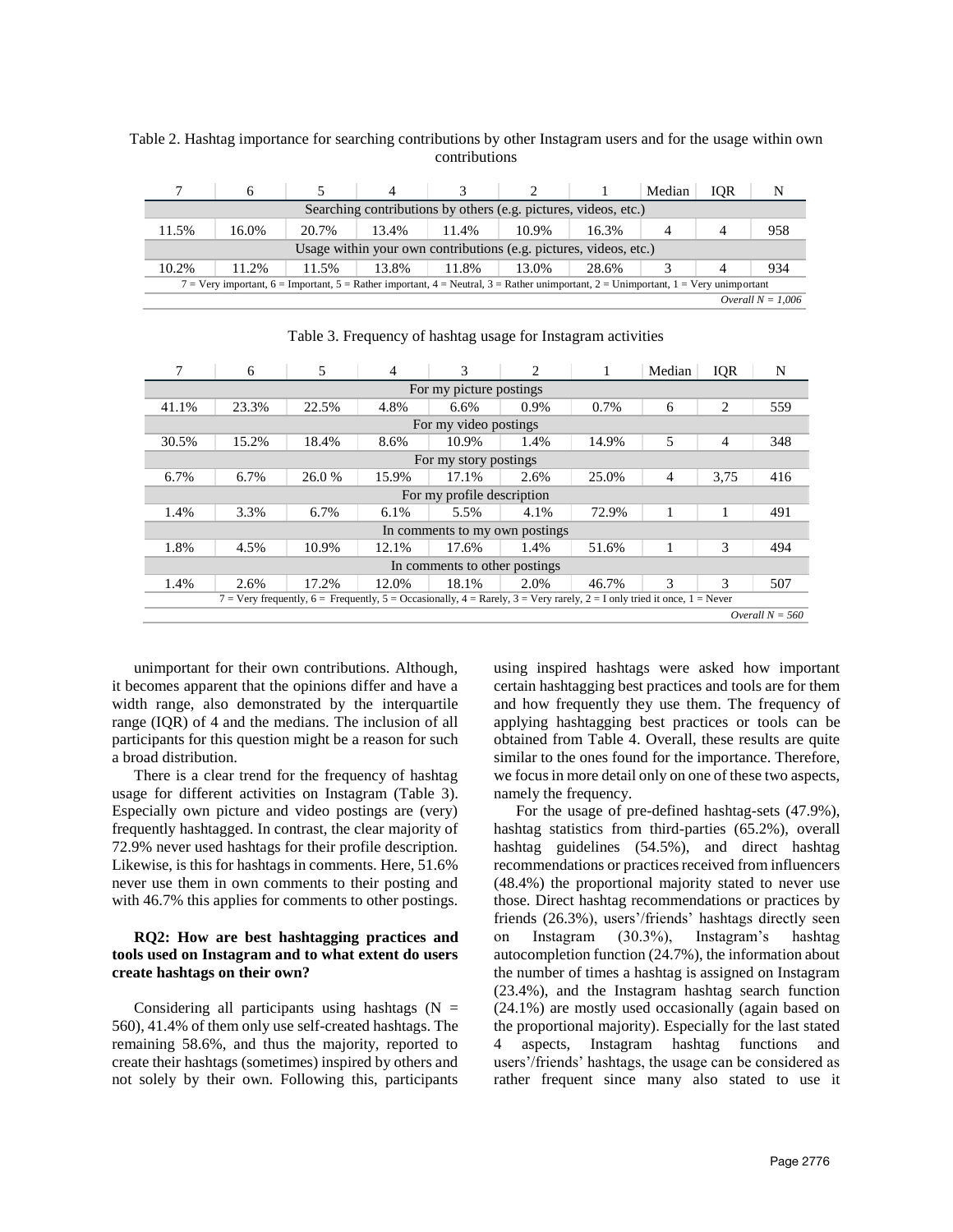Table 2. Hashtag importance for searching contributions by other Instagram users and for the usage within own contributions

| 7 | 6 | 5 | 4 | 3 | 2 | 1 | Median | IQR | N |
|---|---|---|---|---|---|---|---|---|---|
| Searching contributions by others (e.g. pictures, videos, etc.) | | | | | | | | | |
| 11.5% | 16.0% | 20.7% | 13.4% | 11.4% | 10.9% | 16.3% | 4 | 4 | 958 |
| Usage within your own contributions (e.g. pictures, videos, etc.) | | | | | | | | | |
| 10.2% | 11.2% | 11.5% | 13.8% | 11.8% | 13.0% | 28.6% | 3 | 4 | 934 |
| 7 = Very important, 6 = Important, 5 = Rather important, 4 = Neutral, 3 = Rather unimportant, 2 = Unimportant, 1 = Very unimportant | | | | | | | | | |
| *Overall N = 1,006* | | | | | | | | | |

Table 3. Frequency of hashtag usage for Instagram activities

| 7 | 6 | 5 | 4 | 3 | 2 | 1 | Median | IQR | N |
|---|---|---|---|---|---|---|---|---|---|
| For my picture postings | | | | | | | | | |
| 41.1% | 23.3% | 22.5% | 4.8% | 6.6% | 0.9% | 0.7% | 6 | 2 | 559 |
| For my video postings | | | | | | | | | |
| 30.5% | 15.2% | 18.4% | 8.6% | 10.9% | 1.4% | 14.9% | 5 | 4 | 348 |
| For my story postings | | | | | | | | | |
| 6.7% | 6.7% | 26.0 % | 15.9% | 17.1% | 2.6% | 25.0% | 4 | 3,75 | 416 |
| For my profile description | | | | | | | | | |
| 1.4% | 3.3% | 6.7% | 6.1% | 5.5% | 4.1% | 72.9% | 1 | 1 | 491 |
| In comments to my own postings | | | | | | | | | |
| 1.8% | 4.5% | 10.9% | 12.1% | 17.6% | 1.4% | 51.6% | 1 | 3 | 494 |
| In comments to other postings | | | | | | | | | |
| 1.4% | 2.6% | 17.2% | 12.0% | 18.1% | 2.0% | 46.7% | 3 | 3 | 507 |
| 7 = Very frequently, 6 = Frequently, 5 = Occasionally, 4 = Rarely, 3 = Very rarely, 2 = I only tried it once, 1 = Never | | | | | | | | | |
| *Overall N = 560* | | | | | | | | | |

unimportant for their own contributions. Although, it becomes apparent that the opinions differ and have a width range, also demonstrated by the interquartile range (IQR) of 4 and the medians. The inclusion of all participants for this question might be a reason for such a broad distribution.

There is a clear trend for the frequency of hashtag usage for different activities on Instagram (Table 3). Especially own picture and video postings are (very) frequently hashtagged. In contrast, the clear majority of 72.9% never used hashtags for their profile description. Likewise, is this for hashtags in comments. Here, 51.6% never use them in own comments to their posting and with 46.7% this applies for comments to other postings.

**RQ2: How are best hashtagging practices and tools used on Instagram and to what extent do users create hashtags on their own?**

Considering all participants using hashtags (N = 560), 41.4% of them only use self-created hashtags. The remaining 58.6%, and thus the majority, reported to create their hashtags (sometimes) inspired by others and not solely by their own. Following this, participants using inspired hashtags were asked how important certain hashtagging best practices and tools are for them and how frequently they use them. The frequency of applying hashtagging best practices or tools can be obtained from Table 4. Overall, these results are quite similar to the ones found for the importance. Therefore, we focus in more detail only on one of these two aspects, namely the frequency.

For the usage of pre-defined hashtag-sets (47.9%), hashtag statistics from third-parties (65.2%), overall hashtag guidelines (54.5%), and direct hashtag recommendations or practices received from influencers (48.4%) the proportional majority stated to never use those. Direct hashtag recommendations or practices by friends (26.3%), users'/friends' hashtags directly seen on Instagram (30.3%), Instagram's hashtag autocompletion function (24.7%), the information about the number of times a hashtag is assigned on Instagram (23.4%), and the Instagram hashtag search function (24.1%) are mostly used occasionally (again based on the proportional majority). Especially for the last stated 4 aspects, Instagram hashtag functions and users'/friends' hashtags, the usage can be considered as rather frequent since many also stated to use it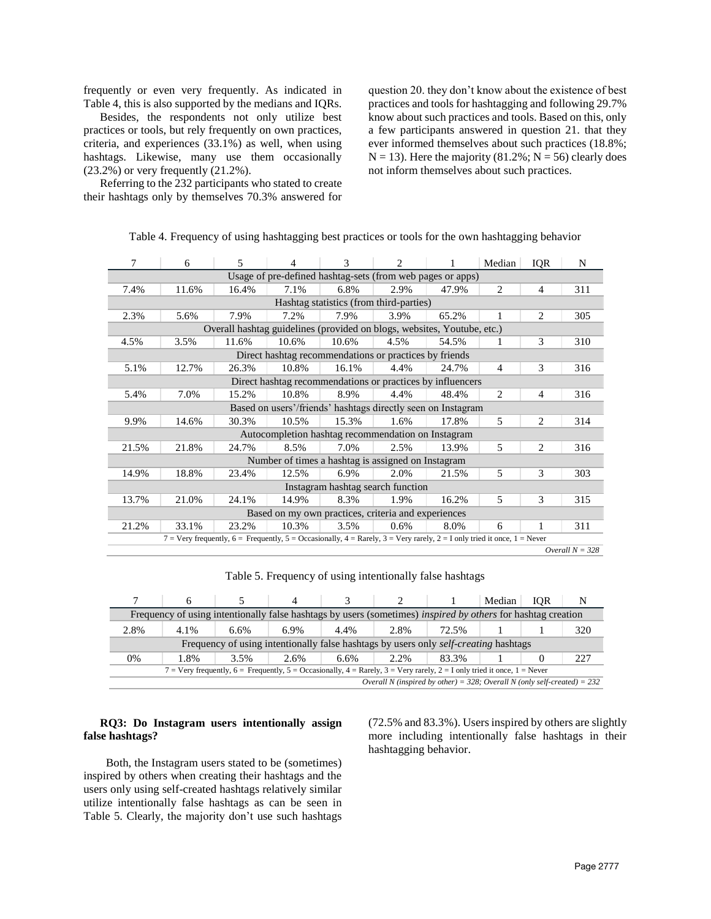frequently or even very frequently. As indicated in Table 4, this is also supported by the medians and IQRs.

Besides, the respondents not only utilize best practices or tools, but rely frequently on own practices, criteria, and experiences (33.1%) as well, when using hashtags. Likewise, many use them occasionally (23.2%) or very frequently (21.2%).

Referring to the 232 participants who stated to create their hashtags only by themselves 70.3% answered for question 20. they don't know about the existence of best practices and tools for hashtagging and following 29.7% know about such practices and tools. Based on this, only a few participants answered in question 21. that they ever informed themselves about such practices (18.8%; N = 13). Here the majority (81.2%; N = 56) clearly does not inform themselves about such practices.

Table 4. Frequency of using hashtagging best practices or tools for the own hashtagging behavior

| 7 | 6 | 5 | 4 | 3 | 2 | 1 | Median | IQR | N |
|---|---|---|---|---|---|---|---|---|---|
| Usage of pre-defined hashtag-sets (from web pages or apps) | | | | | | | | | |
| 7.4% | 11.6% | 16.4% | 7.1% | 6.8% | 2.9% | 47.9% | 2 | 4 | 311 |
| Hashtag statistics (from third-parties) | | | | | | | | | |
| 2.3% | 5.6% | 7.9% | 7.2% | 7.9% | 3.9% | 65.2% | 1 | 2 | 305 |
| Overall hashtag guidelines (provided on blogs, websites, Youtube, etc.) | | | | | | | | | |
| 4.5% | 3.5% | 11.6% | 10.6% | 10.6% | 4.5% | 54.5% | 1 | 3 | 310 |
| Direct hashtag recommendations or practices by friends | | | | | | | | | |
| 5.1% | 12.7% | 26.3% | 10.8% | 16.1% | 4.4% | 24.7% | 4 | 3 | 316 |
| Direct hashtag recommendations or practices by influencers | | | | | | | | | |
| 5.4% | 7.0% | 15.2% | 10.8% | 8.9% | 4.4% | 48.4% | 2 | 4 | 316 |
| Based on users'/friends' hashtags directly seen on Instagram | | | | | | | | | |
| 9.9% | 14.6% | 30.3% | 10.5% | 15.3% | 1.6% | 17.8% | 5 | 2 | 314 |
| Autocompletion hashtag recommendation on Instagram | | | | | | | | | |
| 21.5% | 21.8% | 24.7% | 8.5% | 7.0% | 2.5% | 13.9% | 5 | 2 | 316 |
| Number of times a hashtag is assigned on Instagram | | | | | | | | | |
| 14.9% | 18.8% | 23.4% | 12.5% | 6.9% | 2.0% | 21.5% | 5 | 3 | 303 |
| Instagram hashtag search function | | | | | | | | | |
| 13.7% | 21.0% | 24.1% | 14.9% | 8.3% | 1.9% | 16.2% | 5 | 3 | 315 |
| Based on my own practices, criteria and experiences | | | | | | | | | |
| 21.2% | 33.1% | 23.2% | 10.3% | 3.5% | 0.6% | 8.0% | 6 | 1 | 311 |

7 = Very frequently, 6 = Frequently, 5 = Occasionally, 4 = Rarely, 3 = Very rarely, 2 = I only tried it once, 1 = Never

*Overall N = 328*

Table 5. Frequency of using intentionally false hashtags

| 7 | 6 | 5 | 4 | 3 | 2 | 1 | Median | IQR | N |
|---|---|---|---|---|---|---|---|---|---|
| Frequency of using intentionally false hashtags by users (sometimes) *inspired by others* for hashtag creation | | | | | | | | | |
| 2.8% | 4.1% | 6.6% | 6.9% | 4.4% | 2.8% | 72.5% | 1 | 1 | 320 |
| Frequency of using intentionally false hashtags by users only *self-creating* hashtags | | | | | | | | | |
| 0% | 1.8% | 3.5% | 2.6% | 6.6% | 2.2% | 83.3% | 1 | 0 | 227 |

7 = Very frequently, 6 = Frequently, 5 = Occasionally, 4 = Rarely, 3 = Very rarely, 2 = I only tried it once, 1 = Never

*Overall N (inspired by other) = 328; Overall N (only self-created) = 232*

**RQ3: Do Instagram users intentionally assign false hashtags?**

Both, the Instagram users stated to be (sometimes) inspired by others when creating their hashtags and the users only using self-created hashtags relatively similar utilize intentionally false hashtags as can be seen in Table 5. Clearly, the majority don't use such hashtags (72.5% and 83.3%). Users inspired by others are slightly more including intentionally false hashtags in their hashtagging behavior.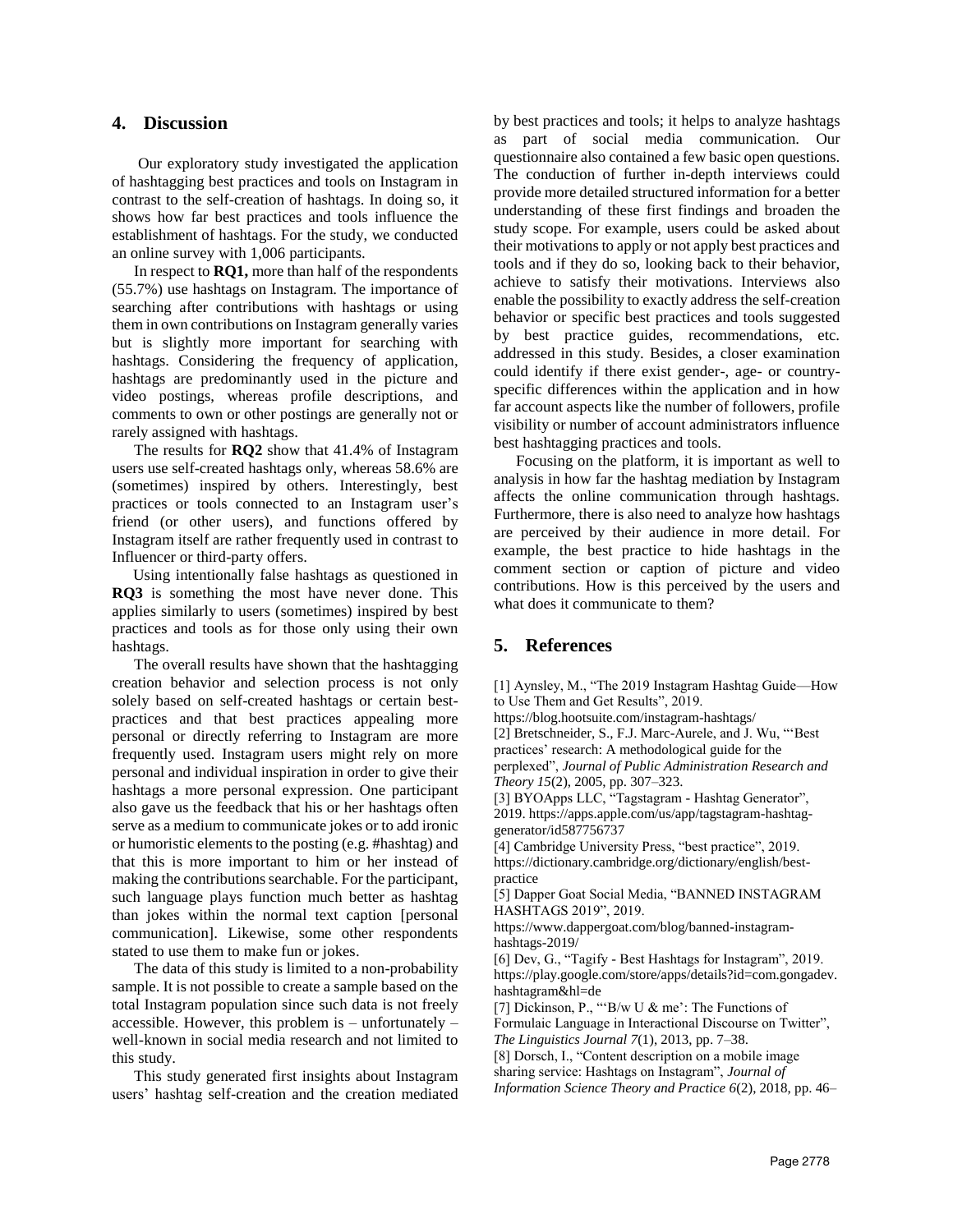## 4. Discussion

Our exploratory study investigated the application of hashtagging best practices and tools on Instagram in contrast to the self-creation of hashtags. In doing so, it shows how far best practices and tools influence the establishment of hashtags. For the study, we conducted an online survey with 1,006 participants.

In respect to **RQ1,** more than half of the respondents (55.7%) use hashtags on Instagram. The importance of searching after contributions with hashtags or using them in own contributions on Instagram generally varies but is slightly more important for searching with hashtags. Considering the frequency of application, hashtags are predominantly used in the picture and video postings, whereas profile descriptions, and comments to own or other postings are generally not or rarely assigned with hashtags.

The results for **RQ2** show that 41.4% of Instagram users use self-created hashtags only, whereas 58.6% are (sometimes) inspired by others. Interestingly, best practices or tools connected to an Instagram user's friend (or other users), and functions offered by Instagram itself are rather frequently used in contrast to Influencer or third-party offers.

Using intentionally false hashtags as questioned in **RQ3** is something the most have never done. This applies similarly to users (sometimes) inspired by best practices and tools as for those only using their own hashtags.

The overall results have shown that the hashtagging creation behavior and selection process is not only solely based on self-created hashtags or certain best-practices and that best practices appealing more personal or directly referring to Instagram are more frequently used. Instagram users might rely on more personal and individual inspiration in order to give their hashtags a more personal expression. One participant also gave us the feedback that his or her hashtags often serve as a medium to communicate jokes or to add ironic or humoristic elements to the posting (e.g. #hashtag) and that this is more important to him or her instead of making the contributions searchable. For the participant, such language plays function much better as hashtag than jokes within the normal text caption [personal communication]. Likewise, some other respondents stated to use them to make fun or jokes.

The data of this study is limited to a non-probability sample. It is not possible to create a sample based on the total Instagram population since such data is not freely accessible. However, this problem is – unfortunately – well-known in social media research and not limited to this study.

This study generated first insights about Instagram users' hashtag self-creation and the creation mediated by best practices and tools; it helps to analyze hashtags as part of social media communication. Our questionnaire also contained a few basic open questions. The conduction of further in-depth interviews could provide more detailed structured information for a better understanding of these first findings and broaden the study scope. For example, users could be asked about their motivations to apply or not apply best practices and tools and if they do so, looking back to their behavior, achieve to satisfy their motivations. Interviews also enable the possibility to exactly address the self-creation behavior or specific best practices and tools suggested by best practice guides, recommendations, etc. addressed in this study. Besides, a closer examination could identify if there exist gender-, age- or country-specific differences within the application and in how far account aspects like the number of followers, profile visibility or number of account administrators influence best hashtagging practices and tools.

Focusing on the platform, it is important as well to analysis in how far the hashtag mediation by Instagram affects the online communication through hashtags. Furthermore, there is also need to analyze how hashtags are perceived by their audience in more detail. For example, the best practice to hide hashtags in the comment section or caption of picture and video contributions. How is this perceived by the users and what does it communicate to them?

## 5. References

[1] Aynsley, M., "The 2019 Instagram Hashtag Guide—How to Use Them and Get Results", 2019. https://blog.hootsuite.com/instagram-hashtags/

[2] Bretschneider, S., F.J. Marc-Aurele, and J. Wu, "'Best practices' research: A methodological guide for the perplexed", *Journal of Public Administration Research and Theory 15*(2), 2005, pp. 307–323.

[3] BYOApps LLC, "Tagstagram - Hashtag Generator", 2019. https://apps.apple.com/us/app/tagstagram-hashtag-generator/id587756737

[4] Cambridge University Press, "best practice", 2019. https://dictionary.cambridge.org/dictionary/english/best-practice

[5] Dapper Goat Social Media, "BANNED INSTAGRAM HASHTAGS 2019", 2019. https://www.dappergoat.com/blog/banned-instagram-hashtags-2019/

[6] Dev, G., "Tagify - Best Hashtags for Instagram", 2019. https://play.google.com/store/apps/details?id=com.gongadev.hashtagram&hl=de

[7] Dickinson, P., "'B/w U & me': The Functions of Formulaic Language in Interactional Discourse on Twitter", *The Linguistics Journal 7*(1), 2013, pp. 7–38.

[8] Dorsch, I., "Content description on a mobile image sharing service: Hashtags on Instagram", *Journal of Information Science Theory and Practice 6*(2), 2018, pp. 46–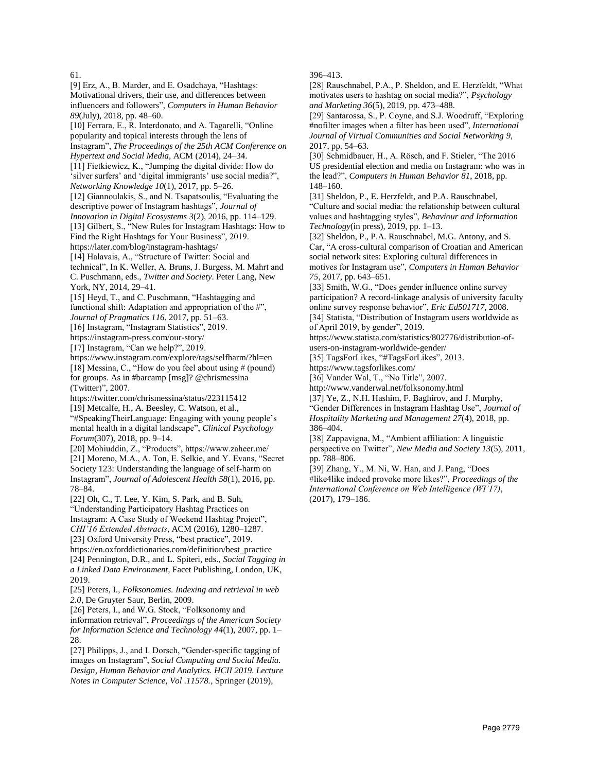61.

[9] Erz, A., B. Marder, and E. Osadchaya, "Hashtags: Motivational drivers, their use, and differences between influencers and followers", *Computers in Human Behavior 89*(July), 2018, pp. 48–60.

[10] Ferrara, E., R. Interdonato, and A. Tagarelli, "Online popularity and topical interests through the lens of Instagram", *The Proceedings of the 25th ACM Conference on Hypertext and Social Media*, ACM (2014), 24–34.

[11] Fietkiewicz, K., "Jumping the digital divide: How do 'silver surfers' and 'digital immigrants' use social media?", *Networking Knowledge 10*(1), 2017, pp. 5–26.

[12] Giannoulakis, S., and N. Tsapatsoulis, "Evaluating the descriptive power of Instagram hashtags", *Journal of Innovation in Digital Ecosystems 3*(2), 2016, pp. 114–129.

[13] Gilbert, S., "New Rules for Instagram Hashtags: How to Find the Right Hashtags for Your Business", 2019. https://later.com/blog/instagram-hashtags/

[14] Halavais, A., "Structure of Twitter: Social and technical", In K. Weller, A. Bruns, J. Burgess, M. Mahrt and C. Puschmann, eds., *Twitter and Society*. Peter Lang, New York, NY, 2014, 29–41.

[15] Heyd, T., and C. Puschmann, "Hashtagging and functional shift: Adaptation and appropriation of the #", *Journal of Pragmatics 116*, 2017, pp. 51–63.

[16] Instagram, "Instagram Statistics", 2019. https://instagram-press.com/our-story/

[17] Instagram, "Can we help?", 2019. https://www.instagram.com/explore/tags/selfharm/?hl=en

[18] Messina, C., "How do you feel about using # (pound) for groups. As in #barcamp [msg]? @chrismessina (Twitter)", 2007. https://twitter.com/chrismessina/status/223115412

[19] Metcalfe, H., A. Beesley, C. Watson, et al., "#SpeakingTheirLanguage: Engaging with young people's mental health in a digital landscape", *Clinical Psychology Forum*(307), 2018, pp. 9–14.

[20] Mohiuddin, Z., "Products", https://www.zaheer.me/

[21] Moreno, M.A., A. Ton, E. Selkie, and Y. Evans, "Secret Society 123: Understanding the language of self-harm on Instagram", *Journal of Adolescent Health 58*(1), 2016, pp. 78–84.

[22] Oh, C., T. Lee, Y. Kim, S. Park, and B. Suh, "Understanding Participatory Hashtag Practices on Instagram: A Case Study of Weekend Hashtag Project", *CHI'16 Extended Abstracts*, ACM (2016), 1280–1287.

[23] Oxford University Press, "best practice", 2019. https://en.oxforddictionaries.com/definition/best_practice

[24] Pennington, D.R., and L. Spiteri, eds., *Social Tagging in a Linked Data Environment*, Facet Publishing, London, UK, 2019.

[25] Peters, I., *Folksonomies. Indexing and retrieval in web 2.0*, De Gruyter Saur, Berlin, 2009.

[26] Peters, I., and W.G. Stock, "Folksonomy and information retrieval", *Proceedings of the American Society for Information Science and Technology 44*(1), 2007, pp. 1–28.

[27] Philipps, J., and I. Dorsch, "Gender-specific tagging of images on Instagram", *Social Computing and Social Media. Design, Human Behavior and Analytics. HCII 2019. Lecture Notes in Computer Science, Vol .11578.*, Springer (2019), 396–413.

[28] Rauschnabel, P.A., P. Sheldon, and E. Herzfeldt, "What motivates users to hashtag on social media?", *Psychology and Marketing 36*(5), 2019, pp. 473–488.

[29] Santarossa, S., P. Coyne, and S.J. Woodruff, "Exploring #nofilter images when a filter has been used", *International Journal of Virtual Communities and Social Networking 9*, 2017, pp. 54–63.

[30] Schmidbauer, H., A. Rösch, and F. Stieler, "The 2016 US presidential election and media on Instagram: who was in the lead?", *Computers in Human Behavior 81*, 2018, pp. 148–160.

[31] Sheldon, P., E. Herzfeldt, and P.A. Rauschnabel, "Culture and social media: the relationship between cultural values and hashtagging styles", *Behaviour and Information Technology*(in press), 2019, pp. 1–13.

[32] Sheldon, P., P.A. Rauschnabel, M.G. Antony, and S. Car, "A cross-cultural comparison of Croatian and American social network sites: Exploring cultural differences in motives for Instagram use", *Computers in Human Behavior 75*, 2017, pp. 643–651.

[33] Smith, W.G., "Does gender influence online survey participation? A record-linkage analysis of university faculty online survey response behavior", *Eric Ed501717*, 2008.

[34] Statista, "Distribution of Instagram users worldwide as of April 2019, by gender", 2019. https://www.statista.com/statistics/802776/distribution-of-users-on-instagram-worldwide-gender/

[35] TagsForLikes, "#TagsForLikes", 2013. https://www.tagsforlikes.com/

[36] Vander Wal, T., "No Title", 2007. http://www.vanderwal.net/folksonomy.html

[37] Ye, Z., N.H. Hashim, F. Baghirov, and J. Murphy, "Gender Differences in Instagram Hashtag Use", *Journal of Hospitality Marketing and Management 27*(4), 2018, pp. 386–404.

[38] Zappavigna, M., "Ambient affiliation: A linguistic perspective on Twitter", *New Media and Society 13*(5), 2011, pp. 788–806.

[39] Zhang, Y., M. Ni, W. Han, and J. Pang, "Does #like4like indeed provoke more likes?", *Proceedings of the International Conference on Web Intelligence (WI'17)*, (2017), 179–186.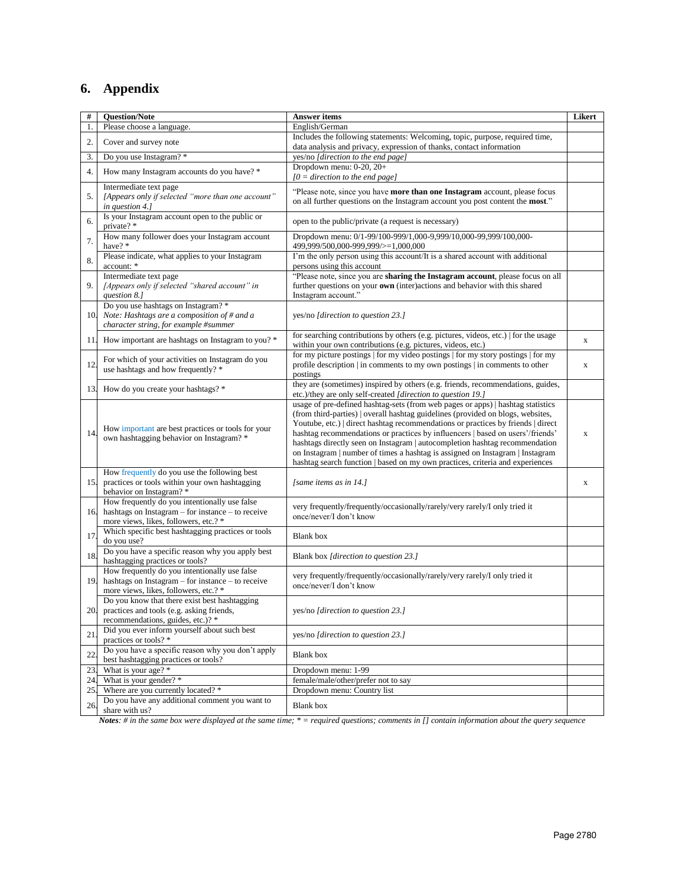# 6. Appendix

| # | Question/Note | Answer items | Likert |
|---|---|---|---|
| 1. | Please choose a language. | English/German | |
| 2. | Cover and survey note | Includes the following statements: Welcoming, topic, purpose, required time, data analysis and privacy, expression of thanks, contact information | |
| 3. | Do you use Instagram? * | yes/no *[direction to the end page]* | |
| 4. | How many Instagram accounts do you have? * | Dropdown menu: 0-20, 20+ *[0 = direction to the end page]* | |
| 5. | Intermediate text page *[Appears only if selected "more than one account" in question 4.]* | "Please note, since you have **more than one Instagram** account, please focus on all further questions on the Instagram account you post content the **most**." | |
| 6. | Is your Instagram account open to the public or private? * | open to the public/private (a request is necessary) | |
| 7. | How many follower does your Instagram account have? * | Dropdown menu: 0/1-99/100-999/1,000-9,999/10,000-99,999/100,000-499,999/500,000-999,999/>=1,000,000 | |
| 8. | Please indicate, what applies to your Instagram account: * | I'm the only person using this account/It is a shared account with additional persons using this account | |
| 9. | Intermediate text page *[Appears only if selected "shared account" in question 8.]* | "Please note, since you are **sharing the Instagram account**, please focus on all further questions on your **own** (inter)actions and behavior with this shared Instagram account." | |
| 10. | Do you use hashtags on Instagram? * *Note: Hashtags are a composition of # and a character string, for example #summer* | yes/no *[direction to question 23.]* | |
| 11. | How important are hashtags on Instagram to you? * | for searching contributions by others (e.g. pictures, videos, etc.) \| for the usage within your own contributions (e.g. pictures, videos, etc.) | x |
| 12. | For which of your activities on Instagram do you use hashtags and how frequently? * | for my picture postings \| for my video postings \| for my story postings \| for my profile description \| in comments to my own postings \| in comments to other postings | x |
| 13. | How do you create your hashtags? * | they are (sometimes) inspired by others (e.g. friends, recommendations, guides, etc.)/they are only self-created *[direction to question 19.]* | |
| 14. | How important are best practices or tools for your own hashtagging behavior on Instagram? * | usage of pre-defined hashtag-sets (from web pages or apps) \| hashtag statistics (from third-parties) \| overall hashtag guidelines (provided on blogs, websites, Youtube, etc.) \| direct hashtag recommendations or practices by friends \| direct hashtag recommendations or practices by influencers \| based on users'/friends' hashtags directly seen on Instagram \| autocompletion hashtag recommendation on Instagram \| number of times a hashtag is assigned on Instagram \| Instagram hashtag search function \| based on my own practices, criteria and experiences | x |
| 15. | How frequently do you use the following best practices or tools within your own hashtagging behavior on Instagram? * | *[same items as in 14.]* | x |
| 16. | How frequently do you intentionally use false hashtags on Instagram – for instance – to receive more views, likes, followers, etc.? * | very frequently/frequently/occasionally/rarely/very rarely/I only tried it once/never/I don't know | |
| 17. | Which specific best hashtagging practices or tools do you use? | Blank box | |
| 18. | Do you have a specific reason why you apply best hashtagging practices or tools? | Blank box *[direction to question 23.]* | |
| 19. | How frequently do you intentionally use false hashtags on Instagram – for instance – to receive more views, likes, followers, etc.? * | very frequently/frequently/occasionally/rarely/very rarely/I only tried it once/never/I don't know | |
| 20. | Do you know that there exist best hashtagging practices and tools (e.g. asking friends, recommendations, guides, etc.)? * | yes/no *[direction to question 23.]* | |
| 21. | Did you ever inform yourself about such best practices or tools? * | yes/no *[direction to question 23.]* | |
| 22. | Do you have a specific reason why you don't apply best hashtagging practices or tools? | Blank box | |
| 23. | What is your age? * | Dropdown menu: 1-99 | |
| 24. | What is your gender? * | female/male/other/prefer not to say | |
| 25. | Where are you currently located? * | Dropdown menu: Country list | |
| 26. | Do you have any additional comment you want to share with us? | Blank box | |

***Notes**: # in the same box were displayed at the same time; * = required questions; comments in [] contain information about the query sequence*